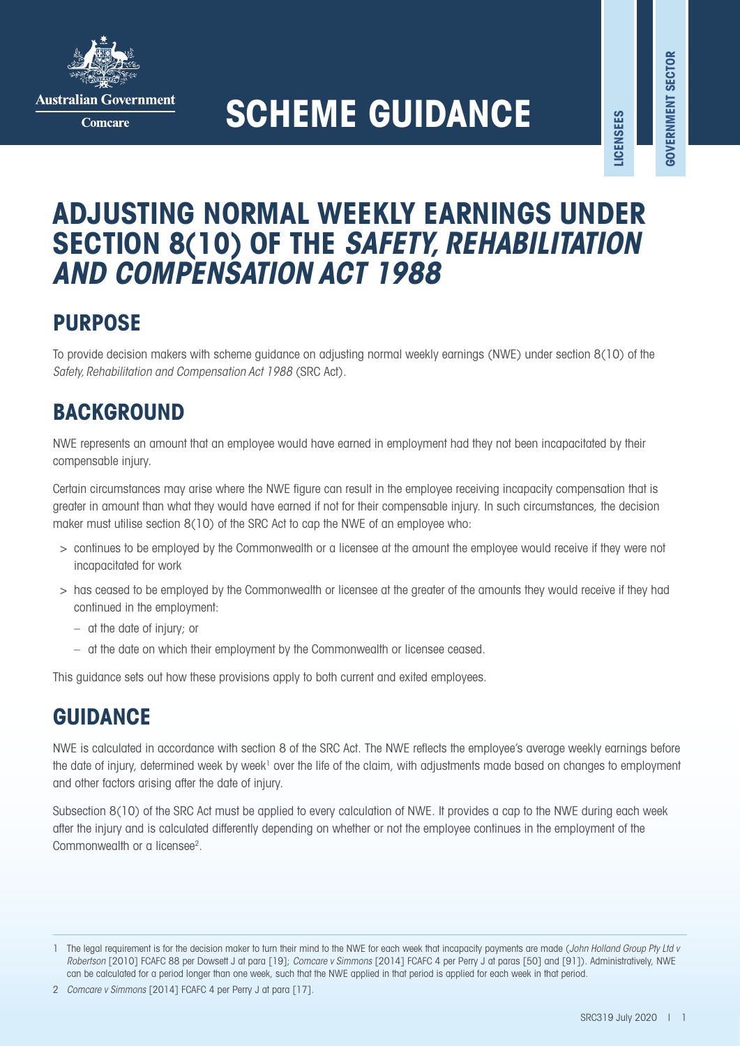Australian Government

Comcare

# SCHEME GUIDANCE

LICENSEES

GOVERNMENT SECTOR

# ADJUSTING NORMAL WEEKLY EARNINGS UNDER SECTION 8(10) OF THE *SAFETY, REHABILITATION AND COMPENSATION ACT 1988*

## PURPOSE

To provide decision makers with scheme guidance on adjusting normal weekly earnings (NWE) under section 8(10) of the *Safety, Rehabilitation and Compensation Act 1988* (SRC Act).

## BACKGROUND

NWE represents an amount that an employee would have earned in employment had they not been incapacitated by their compensable injury.

Certain circumstances may arise where the NWE figure can result in the employee receiving incapacity compensation that is greater in amount than what they would have earned if not for their compensable injury. In such circumstances, the decision maker must utilise section 8(10) of the SRC Act to cap the NWE of an employee who:

- continues to be employed by the Commonwealth or a licensee at the amount the employee would receive if they were not incapacitated for work
- has ceased to be employed by the Commonwealth or licensee at the greater of the amounts they would receive if they had continued in the employment:
  - at the date of injury; or
  - at the date on which their employment by the Commonwealth or licensee ceased.

This guidance sets out how these provisions apply to both current and exited employees.

## GUIDANCE

NWE is calculated in accordance with section 8 of the SRC Act. The NWE reflects the employee's average weekly earnings before the date of injury, determined week by week[1] over the life of the claim, with adjustments made based on changes to employment and other factors arising after the date of injury.

Subsection 8(10) of the SRC Act must be applied to every calculation of NWE. It provides a cap to the NWE during each week after the injury and is calculated differently depending on whether or not the employee continues in the employment of the Commonwealth or a licensee[2].

1 The legal requirement is for the decision maker to turn their mind to the NWE for each week that incapacity payments are made (*John Holland Group Pty Ltd v Robertson* [2010] FCAFC 88 per Dowsett J at para [19]; *Comcare v Simmons* [2014] FCAFC 4 per Perry J at paras [50] and [91]). Administratively, NWE can be calculated for a period longer than one week, such that the NWE applied in that period is applied for each week in that period.

2 *Comcare v Simmons* [2014] FCAFC 4 per Perry J at para [17].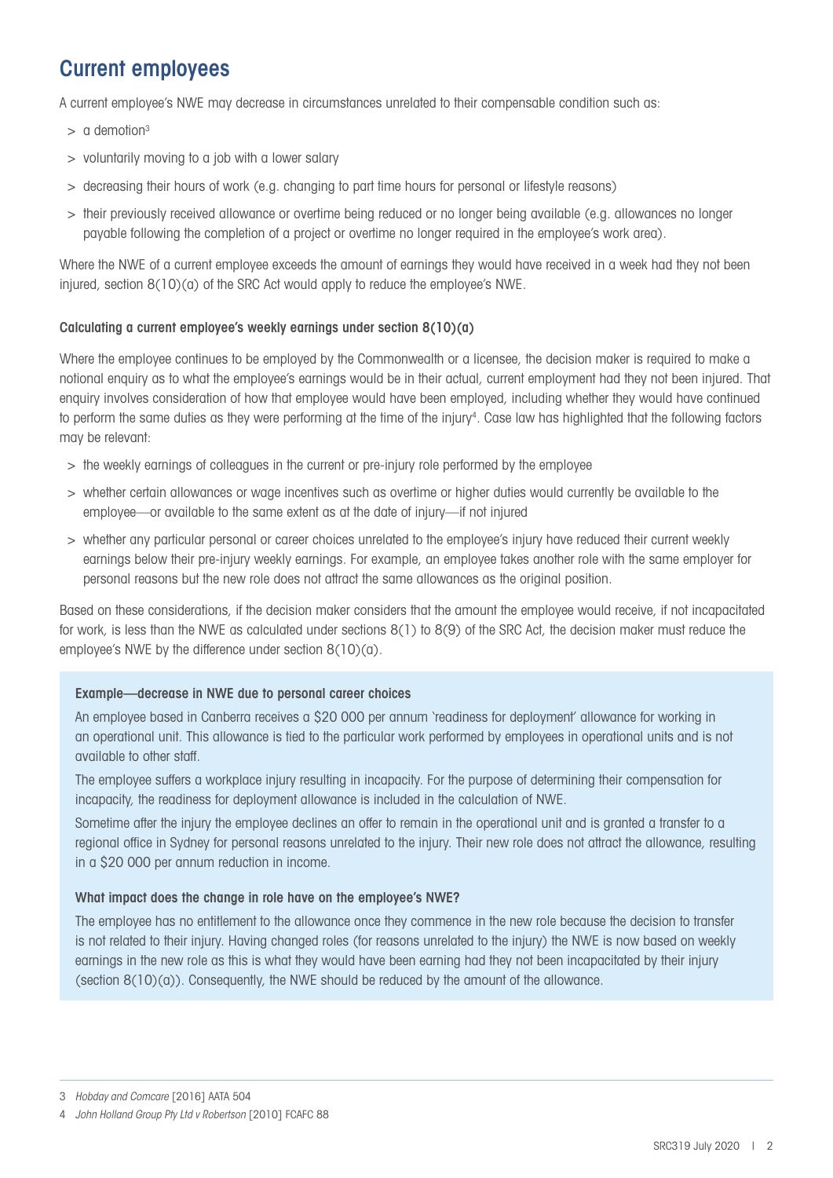## Current employees

A current employee's NWE may decrease in circumstances unrelated to their compensable condition such as:

- a demotion[3]
- voluntarily moving to a job with a lower salary
- decreasing their hours of work (e.g. changing to part time hours for personal or lifestyle reasons)
- their previously received allowance or overtime being reduced or no longer being available (e.g. allowances no longer payable following the completion of a project or overtime no longer required in the employee's work area).

Where the NWE of a current employee exceeds the amount of earnings they would have received in a week had they not been injured, section 8(10)(a) of the SRC Act would apply to reduce the employee's NWE.

### Calculating a current employee's weekly earnings under section 8(10)(a)

Where the employee continues to be employed by the Commonwealth or a licensee, the decision maker is required to make a notional enquiry as to what the employee's earnings would be in their actual, current employment had they not been injured. That enquiry involves consideration of how that employee would have been employed, including whether they would have continued to perform the same duties as they were performing at the time of the injury[4]. Case law has highlighted that the following factors may be relevant:

- the weekly earnings of colleagues in the current or pre-injury role performed by the employee
- whether certain allowances or wage incentives such as overtime or higher duties would currently be available to the employee—or available to the same extent as at the date of injury—if not injured
- whether any particular personal or career choices unrelated to the employee's injury have reduced their current weekly earnings below their pre-injury weekly earnings. For example, an employee takes another role with the same employer for personal reasons but the new role does not attract the same allowances as the original position.

Based on these considerations, if the decision maker considers that the amount the employee would receive, if not incapacitated for work, is less than the NWE as calculated under sections 8(1) to 8(9) of the SRC Act, the decision maker must reduce the employee's NWE by the difference under section 8(10)(a).

#### Example—decrease in NWE due to personal career choices

An employee based in Canberra receives a $20 000 per annum 'readiness for deployment' allowance for working in an operational unit. This allowance is tied to the particular work performed by employees in operational units and is not available to other staff.

The employee suffers a workplace injury resulting in incapacity. For the purpose of determining their compensation for incapacity, the readiness for deployment allowance is included in the calculation of NWE.

Sometime after the injury the employee declines an offer to remain in the operational unit and is granted a transfer to a regional office in Sydney for personal reasons unrelated to the injury. Their new role does not attract the allowance, resulting in a $20 000 per annum reduction in income.

#### What impact does the change in role have on the employee's NWE?

The employee has no entitlement to the allowance once they commence in the new role because the decision to transfer is not related to their injury. Having changed roles (for reasons unrelated to the injury) the NWE is now based on weekly earnings in the new role as this is what they would have been earning had they not been incapacitated by their injury (section 8(10)(a)). Consequently, the NWE should be reduced by the amount of the allowance.

---

3 *Hobday and Comcare* [2016] AATA 504

4 *John Holland Group Pty Ltd v Robertson* [2010] FCAFC 88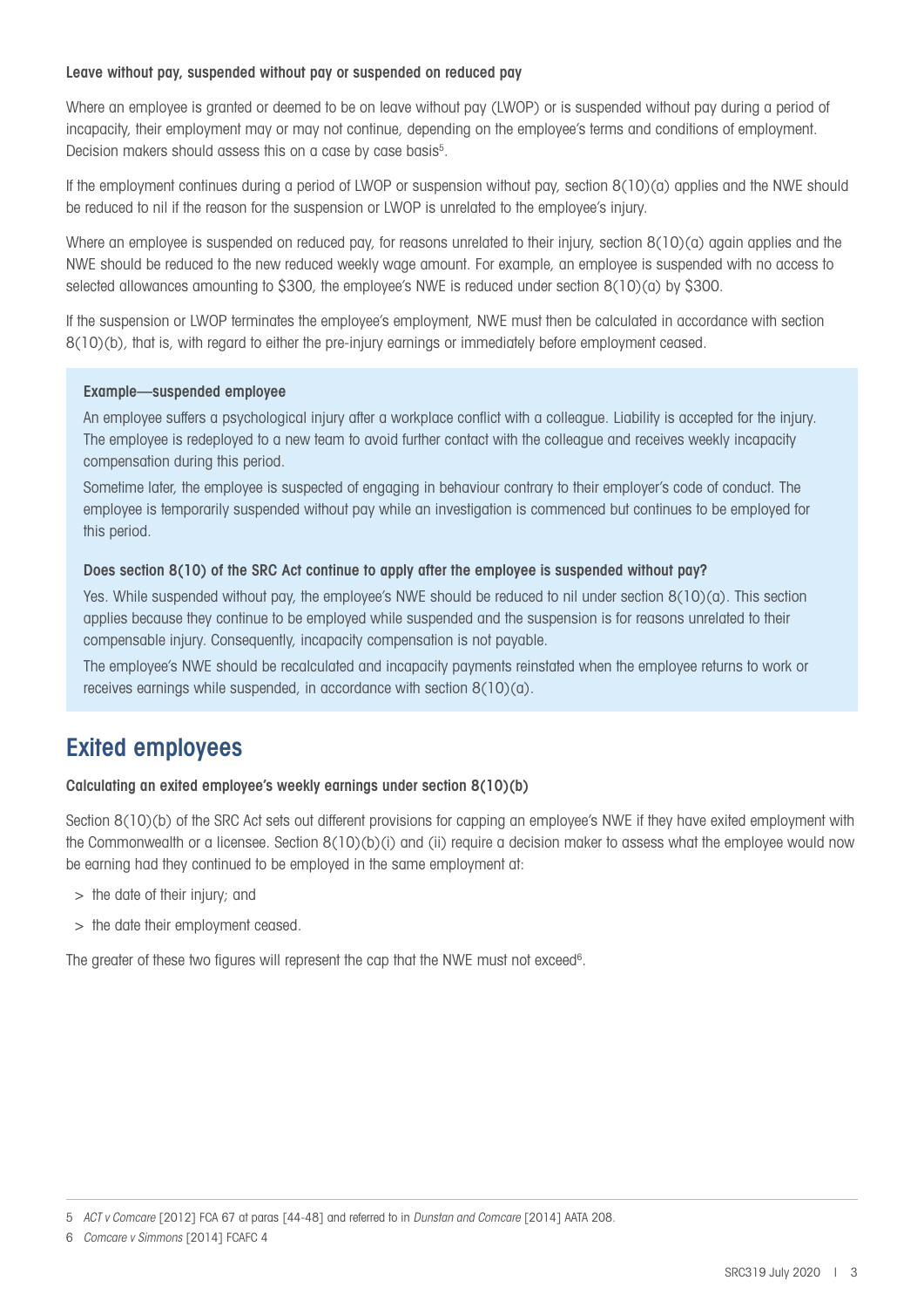#### Leave without pay, suspended without pay or suspended on reduced pay

Where an employee is granted or deemed to be on leave without pay (LWOP) or is suspended without pay during a period of incapacity, their employment may or may not continue, depending on the employee's terms and conditions of employment. Decision makers should assess this on a case by case basis[5].

If the employment continues during a period of LWOP or suspension without pay, section 8(10)(a) applies and the NWE should be reduced to nil if the reason for the suspension or LWOP is unrelated to the employee's injury.

Where an employee is suspended on reduced pay, for reasons unrelated to their injury, section 8(10)(a) again applies and the NWE should be reduced to the new reduced weekly wage amount. For example, an employee is suspended with no access to selected allowances amounting to $300, the employee's NWE is reduced under section 8(10)(a) by $300.

If the suspension or LWOP terminates the employee's employment, NWE must then be calculated in accordance with section 8(10)(b), that is, with regard to either the pre-injury earnings or immediately before employment ceased.

**Example—suspended employee**

An employee suffers a psychological injury after a workplace conflict with a colleague. Liability is accepted for the injury. The employee is redeployed to a new team to avoid further contact with the colleague and receives weekly incapacity compensation during this period.

Sometime later, the employee is suspected of engaging in behaviour contrary to their employer's code of conduct. The employee is temporarily suspended without pay while an investigation is commenced but continues to be employed for this period.

**Does section 8(10) of the SRC Act continue to apply after the employee is suspended without pay?**

Yes. While suspended without pay, the employee's NWE should be reduced to nil under section 8(10)(a). This section applies because they continue to be employed while suspended and the suspension is for reasons unrelated to their compensable injury. Consequently, incapacity compensation is not payable.

The employee's NWE should be recalculated and incapacity payments reinstated when the employee returns to work or receives earnings while suspended, in accordance with section 8(10)(a).

## Exited employees

#### Calculating an exited employee's weekly earnings under section 8(10)(b)

Section 8(10)(b) of the SRC Act sets out different provisions for capping an employee's NWE if they have exited employment with the Commonwealth or a licensee. Section 8(10)(b)(i) and (ii) require a decision maker to assess what the employee would now be earning had they continued to be employed in the same employment at:

- the date of their injury; and
- the date their employment ceased.

The greater of these two figures will represent the cap that the NWE must not exceed[6].

---

5 *ACT v Comcare* [2012] FCA 67 at paras [44-48] and referred to in *Dunstan and Comcare* [2014] AATA 208.

6 *Comcare v Simmons* [2014] FCAFC 4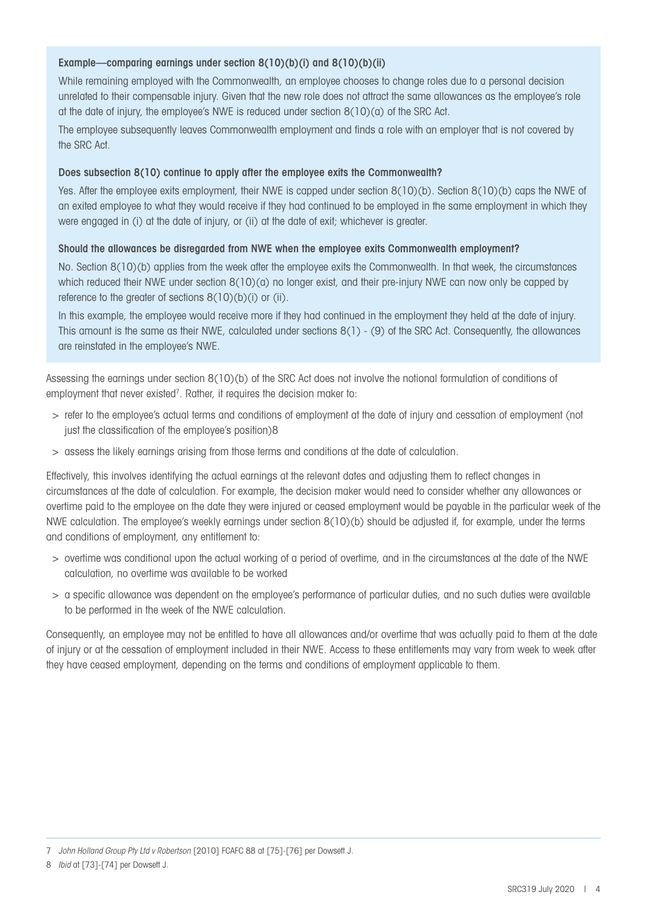**Example—comparing earnings under section 8(10)(b)(i) and 8(10)(b)(ii)**

While remaining employed with the Commonwealth, an employee chooses to change roles due to a personal decision unrelated to their compensable injury. Given that the new role does not attract the same allowances as the employee's role at the date of injury, the employee's NWE is reduced under section 8(10)(a) of the SRC Act.

The employee subsequently leaves Commonwealth employment and finds a role with an employer that is not covered by the SRC Act.

**Does subsection 8(10) continue to apply after the employee exits the Commonwealth?**

Yes. After the employee exits employment, their NWE is capped under section 8(10)(b). Section 8(10)(b) caps the NWE of an exited employee to what they would receive if they had continued to be employed in the same employment in which they were engaged in (i) at the date of injury, or (ii) at the date of exit; whichever is greater.

**Should the allowances be disregarded from NWE when the employee exits Commonwealth employment?**

No. Section 8(10)(b) applies from the week after the employee exits the Commonwealth. In that week, the circumstances which reduced their NWE under section 8(10)(a) no longer exist, and their pre-injury NWE can now only be capped by reference to the greater of sections 8(10)(b)(i) or (ii).

In this example, the employee would receive more if they had continued in the employment they held at the date of injury. This amount is the same as their NWE, calculated under sections 8(1) - (9) of the SRC Act. Consequently, the allowances are reinstated in the employee's NWE.

Assessing the earnings under section 8(10)(b) of the SRC Act does not involve the notional formulation of conditions of employment that never existed[7]. Rather, it requires the decision maker to:

- refer to the employee's actual terms and conditions of employment at the date of injury and cessation of employment (not just the classification of the employee's position)[8]
- assess the likely earnings arising from those terms and conditions at the date of calculation.

Effectively, this involves identifying the actual earnings at the relevant dates and adjusting them to reflect changes in circumstances at the date of calculation. For example, the decision maker would need to consider whether any allowances or overtime paid to the employee on the date they were injured or ceased employment would be payable in the particular week of the NWE calculation. The employee's weekly earnings under section 8(10)(b) should be adjusted if, for example, under the terms and conditions of employment, any entitlement to:

- overtime was conditional upon the actual working of a period of overtime, and in the circumstances at the date of the NWE calculation, no overtime was available to be worked
- a specific allowance was dependent on the employee's performance of particular duties, and no such duties were available to be performed in the week of the NWE calculation.

Consequently, an employee may not be entitled to have all allowances and/or overtime that was actually paid to them at the date of injury or at the cessation of employment included in their NWE. Access to these entitlements may vary from week to week after they have ceased employment, depending on the terms and conditions of employment applicable to them.

---

7 *John Holland Group Pty Ltd v Robertson* [2010] FCAFC 88 at [75]-[76] per Dowsett J.

8 *Ibid* at [73]-[74] per Dowsett J.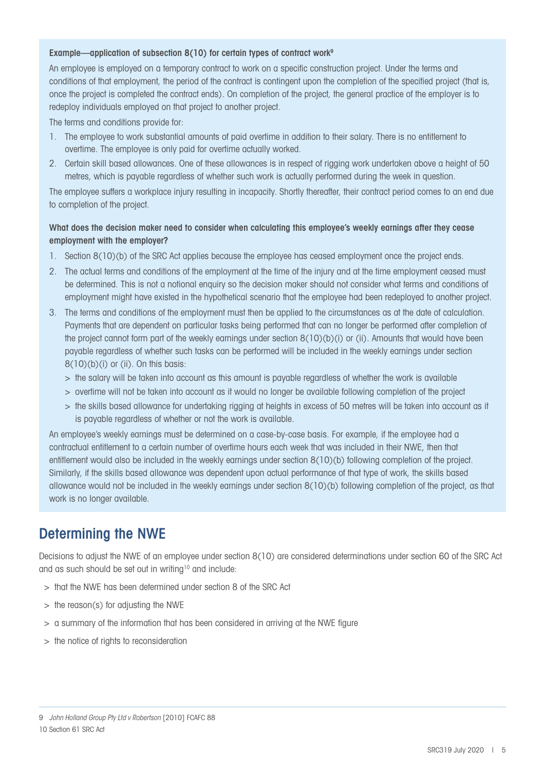**Example—application of subsection 8(10) for certain types of contract work**[9]

An employee is employed on a temporary contract to work on a specific construction project. Under the terms and conditions of that employment, the period of the contract is contingent upon the completion of the specified project (that is, once the project is completed the contract ends). On completion of the project, the general practice of the employer is to redeploy individuals employed on that project to another project.

The terms and conditions provide for:

1. The employee to work substantial amounts of paid overtime in addition to their salary. There is no entitlement to overtime. The employee is only paid for overtime actually worked.
2. Certain skill based allowances. One of these allowances is in respect of rigging work undertaken above a height of 50 metres, which is payable regardless of whether such work is actually performed during the week in question.

The employee suffers a workplace injury resulting in incapacity. Shortly thereafter, their contract period comes to an end due to completion of the project.

**What does the decision maker need to consider when calculating this employee's weekly earnings after they cease employment with the employer?**

1. Section 8(10)(b) of the SRC Act applies because the employee has ceased employment once the project ends.
2. The actual terms and conditions of the employment at the time of the injury and at the time employment ceased must be determined. This is not a notional enquiry so the decision maker should not consider what terms and conditions of employment might have existed in the hypothetical scenario that the employee had been redeployed to another project.
3. The terms and conditions of the employment must then be applied to the circumstances as at the date of calculation. Payments that are dependent on particular tasks being performed that can no longer be performed after completion of the project cannot form part of the weekly earnings under section 8(10)(b)(i) or (ii). Amounts that would have been payable regardless of whether such tasks can be performed will be included in the weekly earnings under section 8(10)(b)(i) or (ii). On this basis:
   - the salary will be taken into account as this amount is payable regardless of whether the work is available
   - overtime will not be taken into account as it would no longer be available following completion of the project
   - the skills based allowance for undertaking rigging at heights in excess of 50 metres will be taken into account as it is payable regardless of whether or not the work is available.

An employee's weekly earnings must be determined on a case-by-case basis. For example, if the employee had a contractual entitlement to a certain number of overtime hours each week that was included in their NWE, then that entitlement would also be included in the weekly earnings under section 8(10)(b) following completion of the project. Similarly, if the skills based allowance was dependent upon actual performance of that type of work, the skills based allowance would not be included in the weekly earnings under section 8(10)(b) following completion of the project, as that work is no longer available.

## Determining the NWE

Decisions to adjust the NWE of an employee under section 8(10) are considered determinations under section 60 of the SRC Act and as such should be set out in writing[10] and include:

- that the NWE has been determined under section 8 of the SRC Act
- the reason(s) for adjusting the NWE
- a summary of the information that has been considered in arriving at the NWE figure
- the notice of rights to reconsideration

9 *John Holland Group Pty Ltd v Robertson* [2010] FCAFC 88

10 Section 61 SRC Act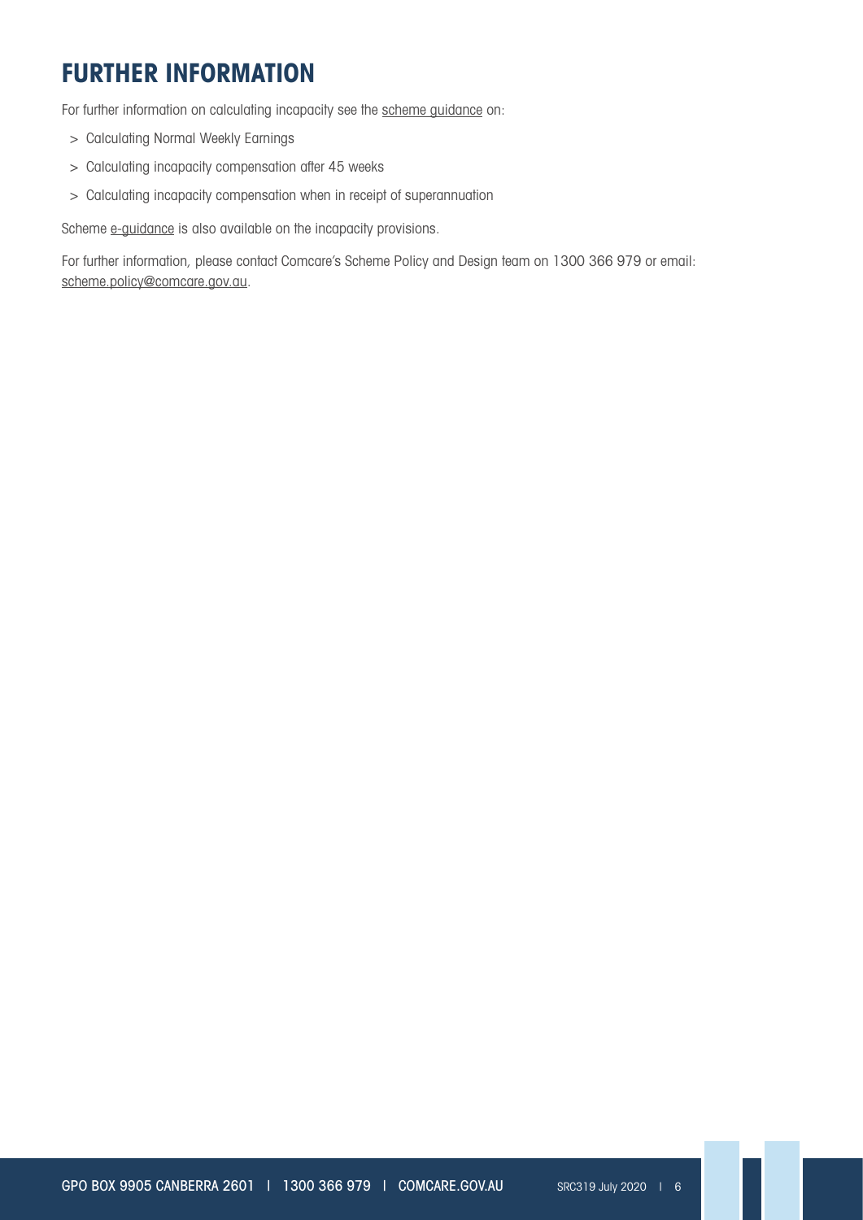# FURTHER INFORMATION

For further information on calculating incapacity see the scheme guidance on:

- > Calculating Normal Weekly Earnings
- > Calculating incapacity compensation after 45 weeks
- > Calculating incapacity compensation when in receipt of superannuation

Scheme e-guidance is also available on the incapacity provisions.

For further information, please contact Comcare's Scheme Policy and Design team on 1300 366 979 or email: scheme.policy@comcare.gov.au.